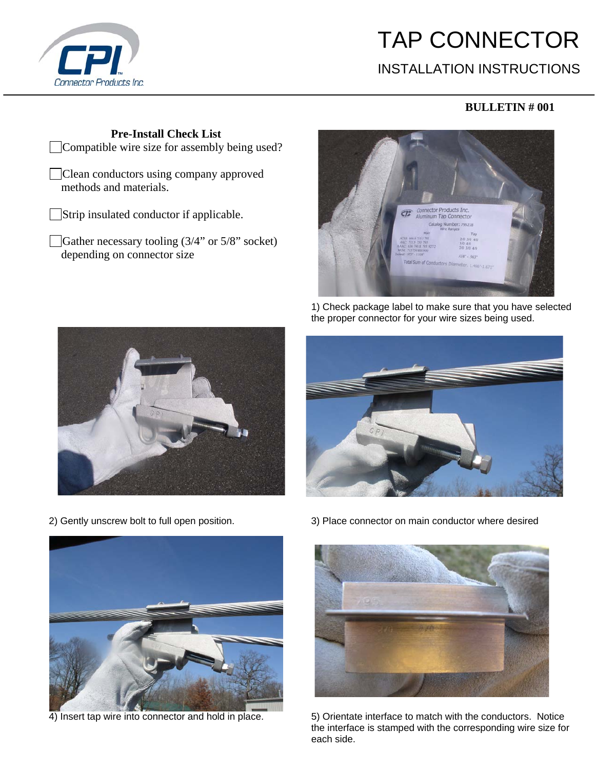# TAP CONNECTOR

## INSTALLATION INSTRUCTIONS

**BULLETIN # 001**

### Pre-Install Check List

- [ ] Compatible wire size for assembly being used?
- [ ] Clean conductors using company approved methods and materials.
- [ ] Strip insulated conductor if applicable.
- [ ] Gather necessary tooling (3/4" or 5/8" socket) depending on connector size

1) Check package label to make sure that you have selected the proper connector for your wire sizes being used.

2) Gently unscrew bolt to full open position.

3) Place connector on main conductor where desired

4) Insert tap wire into connector and hold in place.

5) Orientate interface to match with the conductors. Notice the interface is stamped with the corresponding wire size for each side.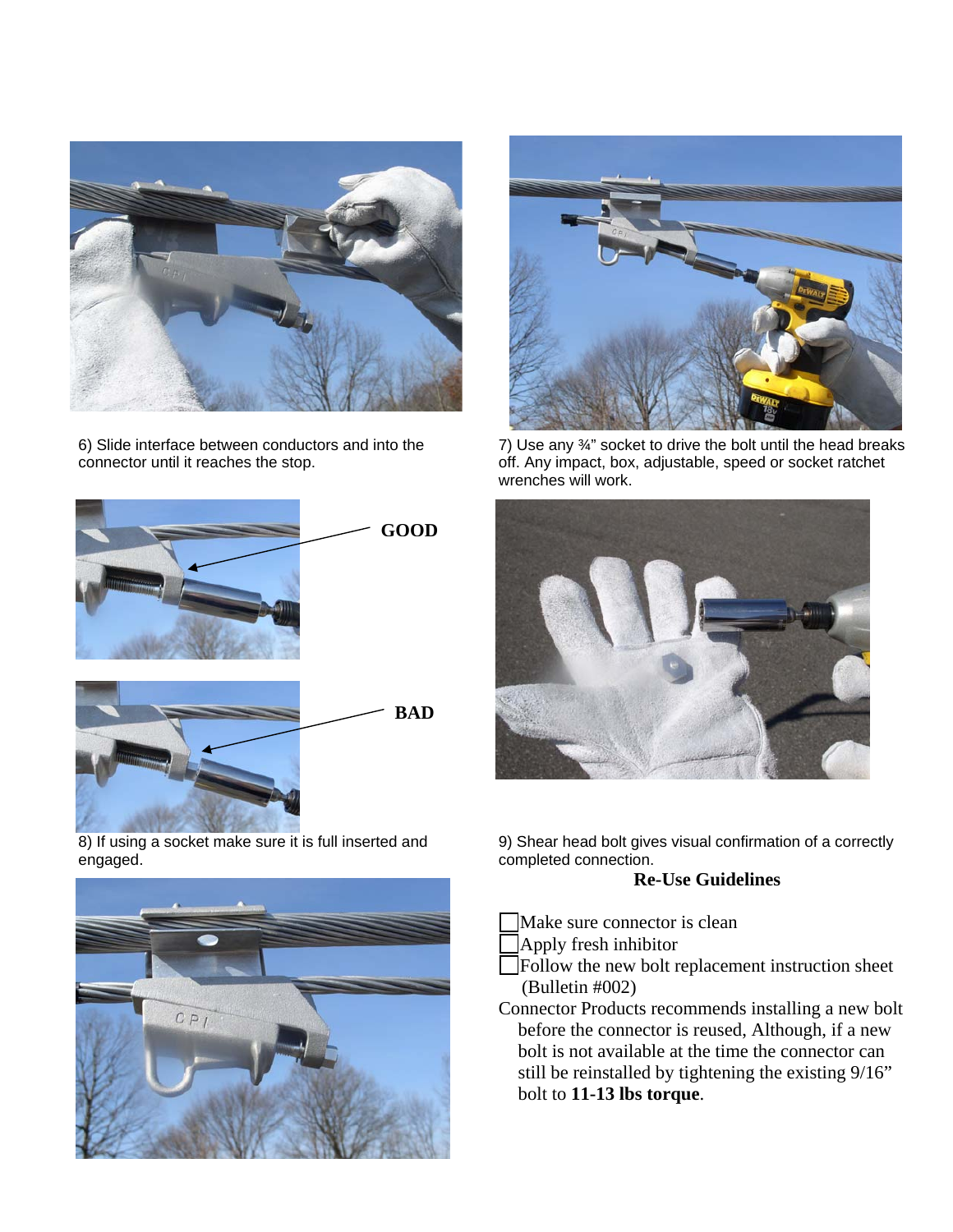6) Slide interface between conductors and into the connector until it reaches the stop.

7) Use any ¾" socket to drive the bolt until the head breaks off. Any impact, box, adjustable, speed or socket ratchet wrenches will work.

GOOD

BAD

8) If using a socket make sure it is full inserted and engaged.

9) Shear head bolt gives visual confirmation of a correctly completed connection.

**Re-Use Guidelines**

- ☐ Make sure connector is clean
- ☐ Apply fresh inhibitor
- ☐ Follow the new bolt replacement instruction sheet (Bulletin #002)

Connector Products recommends installing a new bolt before the connector is reused, Although, if a new bolt is not available at the time the connector can still be reinstalled by tightening the existing 9/16" bolt to **11-13 lbs torque**.